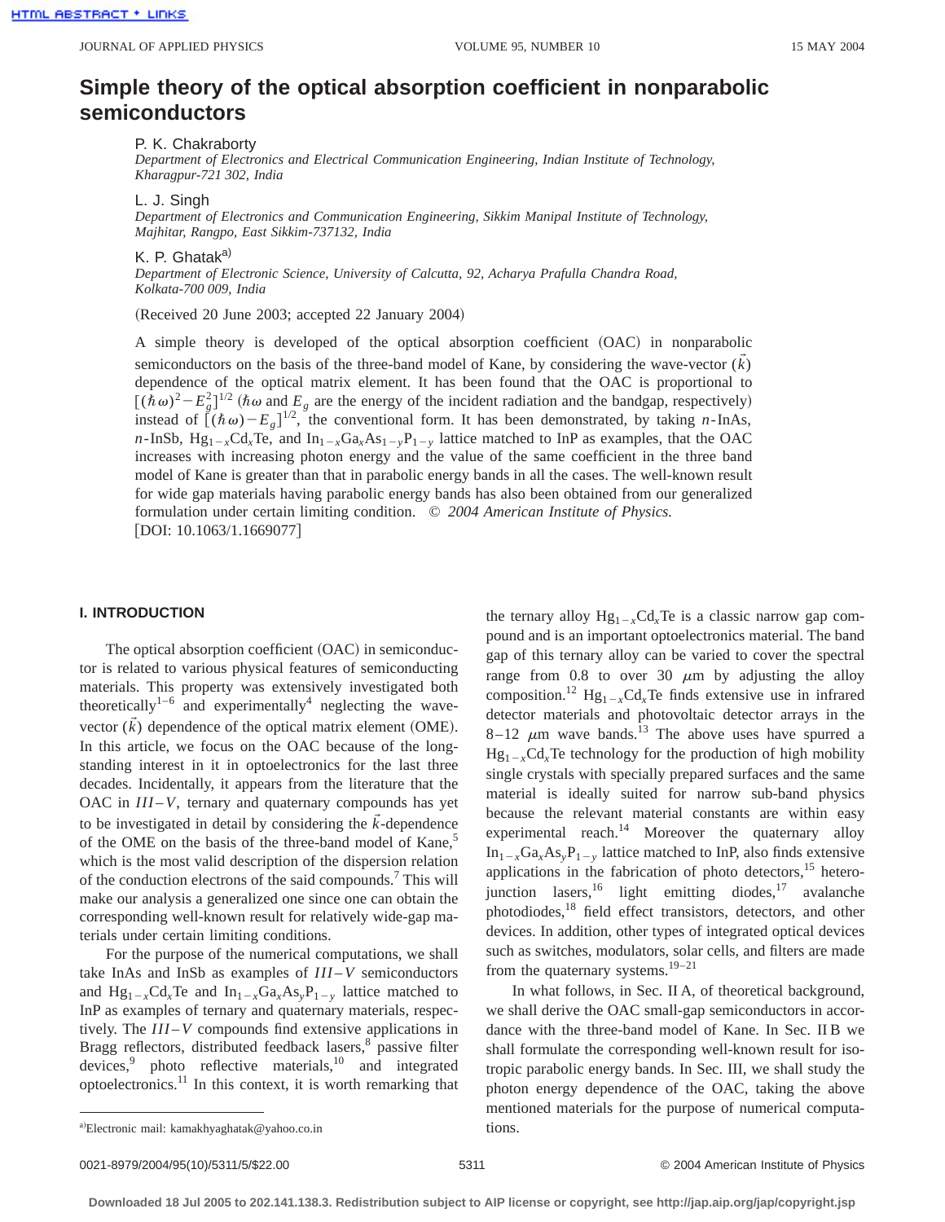# Simple theory of the optical absorption coefficient in nonparabolic semiconductors

P. K. Chakraborty

*Department of Electronics and Electrical Communication Engineering, Indian Institute of Technology, Kharagpur-721 302, India*

L. J. Singh

*Department of Electronics and Communication Engineering, Sikkim Manipal Institute of Technology, Majhitar, Rangpo, East Sikkim-737132, India*

K. P. Ghatak[a]

*Department of Electronic Science, University of Calcutta, 92, Acharya Prafulla Chandra Road, Kolkata-700 009, India*

(Received 20 June 2003; accepted 22 January 2004)

A simple theory is developed of the optical absorption coefficient (OAC) in nonparabolic semiconductors on the basis of the three-band model of Kane, by considering the wave-vector ($\vec{k}$) dependence of the optical matrix element. It has been found that the OAC is proportional to $[(\hbar\omega)^2 - E_g^2]^{1/2}$ ($\hbar\omega$ and $E_g$ are the energy of the incident radiation and the bandgap, respectively) instead of $[(\hbar\omega) - E_g]^{1/2}$, the conventional form. It has been demonstrated, by taking $n$-InAs, $n$-InSb, $Hg_{1-x}Cd_xTe$, and $In_{1-x}Ga_xAs_yP_{1-y}$ lattice matched to InP as examples, that the OAC increases with increasing photon energy and the value of the same coefficient in the three band model of Kane is greater than that in parabolic energy bands in all the cases. The well-known result for wide gap materials having parabolic energy bands has also been obtained from our generalized formulation under certain limiting condition. © *2004 American Institute of Physics.* [DOI: 10.1063/1.1669077]

## I. INTRODUCTION

The optical absorption coefficient (OAC) in semiconductor is related to various physical features of semiconducting materials. This property was extensively investigated both theoretically[1–6] and experimentally[4] neglecting the wave-vector ($\vec{k}$) dependence of the optical matrix element (OME). In this article, we focus on the OAC because of the long-standing interest in it in optoelectronics for the last three decades. Incidentally, it appears from the literature that the OAC in *III–V*, ternary and quaternary compounds has yet to be investigated in detail by considering the $\vec{k}$-dependence of the OME on the basis of the three-band model of Kane,[5] which is the most valid description of the dispersion relation of the conduction electrons of the said compounds.[7] This will make our analysis a generalized one since one can obtain the corresponding well-known result for relatively wide-gap materials under certain limiting conditions.

For the purpose of the numerical computations, we shall take InAs and InSb as examples of *III–V* semiconductors and $Hg_{1-x}Cd_xTe$ and $In_{1-x}Ga_xAs_yP_{1-y}$ lattice matched to InP as examples of ternary and quaternary materials, respectively. The *III–V* compounds find extensive applications in Bragg reflectors, distributed feedback lasers,[8] passive filter devices,[9] photo reflective materials,[10] and integrated optoelectronics.[11] In this context, it is worth remarking that the ternary alloy $Hg_{1-x}Cd_xTe$ is a classic narrow gap compound and is an important optoelectronics material. The band gap of this ternary alloy can be varied to cover the spectral range from 0.8 to over 30 $\mu$m by adjusting the alloy composition.[12] $Hg_{1-x}Cd_xTe$ finds extensive use in infrared detector materials and photovoltaic detector arrays in the 8–12 $\mu$m wave bands.[13] The above uses have spurred a $Hg_{1-x}Cd_xTe$ technology for the production of high mobility single crystals with specially prepared surfaces and the same material is ideally suited for narrow sub-band physics because the relevant material constants are within easy experimental reach.[14] Moreover the quaternary alloy $In_{1-x}Ga_xAs_yP_{1-y}$ lattice matched to InP, also finds extensive applications in the fabrication of photo detectors,[15] heterojunction lasers,[16] light emitting diodes,[17] avalanche photodiodes,[18] field effect transistors, detectors, and other devices. In addition, other types of integrated optical devices such as switches, modulators, solar cells, and filters are made from the quaternary systems.[19–21]

In what follows, in Sec. II A, of theoretical background, we shall derive the OAC small-gap semiconductors in accordance with the three-band model of Kane. In Sec. II B we shall formulate the corresponding well-known result for isotropic parabolic energy bands. In Sec. III, we shall study the photon energy dependence of the OAC, taking the above mentioned materials for the purpose of numerical computations.

[a]Electronic mail: kamakhyaghatak@yahoo.co.in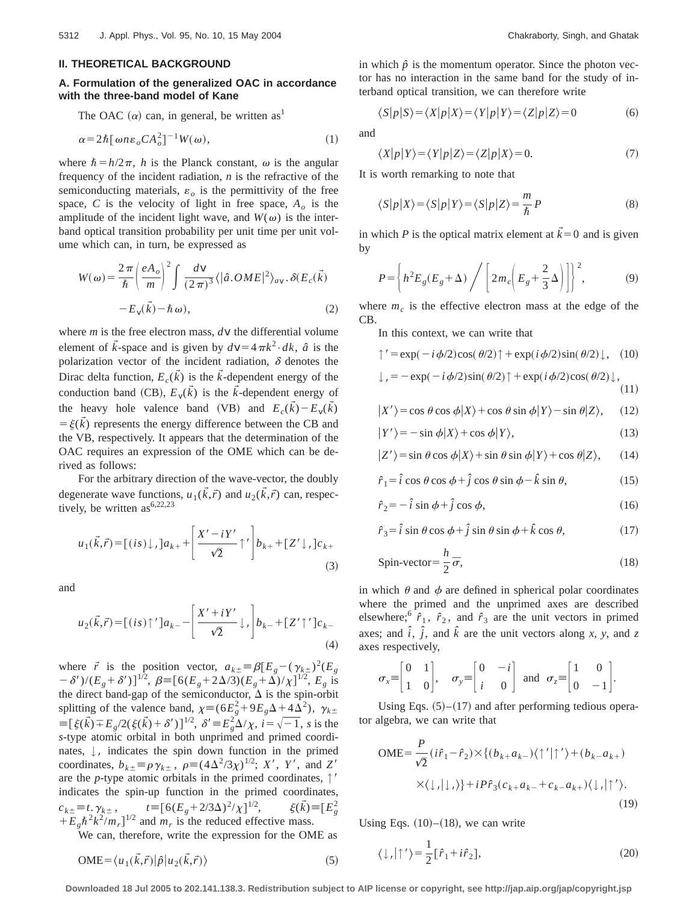## II. THEORETICAL BACKGROUND

### A. Formulation of the generalized OAC in accordance with the three-band model of Kane

The OAC ($\alpha$) can, in general, be written as[1]

$$\alpha = 2\hbar[\omega n \varepsilon_o C A_o^2]^{-1} W(\omega), \tag{1}$$

where $\hbar = h/2\pi$, $h$ is the Planck constant, $\omega$ is the angular frequency of the incident radiation, $n$ is the refractive of the semiconducting materials, $\varepsilon_o$ is the permittivity of the free space, $C$ is the velocity of light in free space, $A_o$ is the amplitude of the incident light wave, and $W(\omega)$ is the interband optical transition probability per unit time per unit volume which can, in turn, be expressed as

$$W(\omega) = \frac{2\pi}{\hbar}\left(\frac{eA_o}{m}\right)^2 \int \frac{d\mathrm{v}}{(2\pi)^3} \langle |\hat{a}.OME|^2 \rangle_{a\mathrm{v}} . \delta(E_c(\vec{k}) - E_{\mathrm{v}}(\vec{k}) - \hbar\omega), \tag{2}$$

where $m$ is the free electron mass, $d\mathrm{v}$ the differential volume element of $\vec{k}$-space and is given by $d\mathrm{v} = 4\pi k^2 \cdot dk$, $\hat{a}$ is the polarization vector of the incident radiation, $\delta$ denotes the Dirac delta function, $E_c(\vec{k})$ is the $\vec{k}$-dependent energy of the conduction band (CB), $E_{\mathrm{v}}(\vec{k})$ is the $\vec{k}$-dependent energy of the heavy hole valence band (VB) and $E_c(\vec{k}) - E_{\mathrm{v}}(\vec{k}) = \xi(\vec{k})$ represents the energy difference between the CB and the VB, respectively. It appears that the determination of the OAC requires an expression of the OME which can be derived as follows:

For the arbitrary direction of the wave-vector, the doubly degenerate wave functions, $u_1(\vec{k},\vec{r})$ and $u_2(\vec{k},\vec{r})$ can, respectively, be written as[6,22,23]

$$u_1(\vec{k},\vec{r}) = [(is)\downarrow']a_{k+} + \left[\frac{X' - iY'}{\sqrt{2}}\uparrow'\right]b_{k+} + [Z'\downarrow']c_{k+} \tag{3}$$

and

$$u_2(\vec{k},\vec{r}) = [(is)\uparrow']a_{k-} - \left[\frac{X' + iY'}{\sqrt{2}}\downarrow'\right]b_{k-} + [Z'\uparrow']c_{k-} \tag{4}$$

where $\vec{r}$ is the position vector, $a_{k\pm} \equiv \beta[E_g - (\gamma_{k\pm})^2(E_g - \delta')/(E_g + \delta')]^{1/2}$, $\beta \equiv [6(E_g + 2\Delta/3)(E_g + \Delta)/\chi]^{1/2}$, $E_g$ is the direct band-gap of the semiconductor, $\Delta$ is the spin-orbit splitting of the valence band, $\chi \equiv (6E_g^2 + 9E_g\Delta + 4\Delta^2)$, $\gamma_{k\pm} \equiv [\xi(\vec{k}) \mp E_g/2(\xi(\vec{k}) + \delta')]^{1/2}$, $\delta' \equiv E_g^2\Delta/\chi$, $i = \sqrt{-1}$, $s$ is the $s$-type atomic orbital in both unprimed and primed coordinates, $\downarrow'$ indicates the spin down function in the primed coordinates, $b_{k\pm} \equiv \rho\gamma_{k\pm}$, $\rho \equiv (4\Delta^2/3\chi)^{1/2}$; $X'$, $Y'$, and $Z'$ are the $p$-type atomic orbitals in the primed coordinates, $\uparrow'$ indicates the spin-up function in the primed coordinates, $c_{k\pm} \equiv t.\gamma_{k\pm}$, $t \equiv [6(E_g + 2/3\Delta)^2/\chi]^{1/2}$, $\xi(\vec{k}) \equiv [E_g^2 + E_g\hbar^2k^2/m_r]^{1/2}$ and $m_r$ is the reduced effective mass.

We can, therefore, write the expression for the OME as

$$\mathrm{OME} = \langle u_1(\vec{k},\vec{r})|\hat{p}|u_2(\vec{k},\vec{r})\rangle \tag{5}$$

in which $\hat{p}$ is the momentum operator. Since the photon vector has no interaction in the same band for the study of interband optical transition, we can therefore write

$$\langle S|p|S\rangle = \langle X|p|X\rangle = \langle Y|p|Y\rangle = \langle Z|p|Z\rangle = 0 \tag{6}$$

and

$$\langle X|p|Y\rangle = \langle Y|p|Z\rangle = \langle Z|p|X\rangle = 0. \tag{7}$$

It is worth remarking to note that

$$\langle S|p|X\rangle = \langle S|p|Y\rangle = \langle S|p|Z\rangle = \frac{m}{\hbar}P \tag{8}$$

in which $P$ is the optical matrix element at $\vec{k} = 0$ and is given by

$$P = \left\{ h^2 E_g(E_g + \Delta) \Big/ \left[ 2m_c\left(E_g + \frac{2}{3}\Delta\right)\right]\right\}^2, \tag{9}$$

where $m_c$ is the effective electron mass at the edge of the CB.

In this context, we can write that

$$\uparrow' = \exp(-i\phi/2)\cos(\theta/2)\uparrow + \exp(i\phi/2)\sin(\theta/2)\downarrow, \tag{10}$$

$$\downarrow' = -\exp(-i\phi/2)\sin(\theta/2)\uparrow + \exp(i\phi/2)\cos(\theta/2)\downarrow, \tag{11}$$

$$|X'\rangle = \cos\theta\cos\phi|X\rangle + \cos\theta\sin\phi|Y\rangle - \sin\theta|Z\rangle, \tag{12}$$

$$|Y'\rangle = -\sin\phi|X\rangle + \cos\phi|Y\rangle, \tag{13}$$

$$|Z'\rangle = \sin\theta\cos\phi|X\rangle + \sin\theta\sin\phi|Y\rangle + \cos\theta|Z\rangle, \tag{14}$$

$$\hat{r}_1 = \hat{i}\cos\theta\cos\phi + \hat{j}\cos\theta\sin\phi - \hat{k}\sin\theta, \tag{15}$$

$$\hat{r}_2 = -\hat{i}\sin\phi + \hat{j}\cos\phi, \tag{16}$$

$$\hat{r}_3 = \hat{i}\sin\theta\cos\phi + \hat{j}\sin\theta\sin\phi + \hat{k}\cos\theta, \tag{17}$$

$$\text{Spin-vector} = \frac{h}{2}\overline{\sigma}, \tag{18}$$

in which $\theta$ and $\phi$ are defined in spherical polar coordinates where the primed and the unprimed axes are described elsewhere;[6] $\hat{r}_1$, $\hat{r}_2$, and $\hat{r}_3$ are the unit vectors in primed axes; and $\hat{i}$, $\hat{j}$, and $\hat{k}$ are the unit vectors along $x$, $y$, and $z$ axes respectively,

$$\sigma_x \equiv \begin{bmatrix} 0 & 1 \\ 1 & 0 \end{bmatrix}, \quad \sigma_y \equiv \begin{bmatrix} 0 & -i \\ i & 0 \end{bmatrix} \text{ and } \sigma_z \equiv \begin{bmatrix} 1 & 0 \\ 0 & -1 \end{bmatrix}.$$

Using Eqs. (5)–(17) and after performing tedious operator algebra, we can write that

$$\mathrm{OME} = \frac{P}{\sqrt{2}}(i\hat{r}_1 - \hat{r}_2) \times \{(b_{k+}a_{k-})\langle\uparrow'|\uparrow'\rangle + (b_{k-}a_{k+}) \times \langle\downarrow'|\downarrow'\rangle\} + iP\hat{r}_3(c_{k+}a_{k-} + c_{k-}a_{k+})\langle\downarrow'|\uparrow'\rangle. \tag{19}$$

Using Eqs. (10)–(18), we can write

$$\langle\downarrow'|\uparrow'\rangle = \frac{1}{2}[\hat{r}_1 + i\hat{r}_2], \tag{20}$$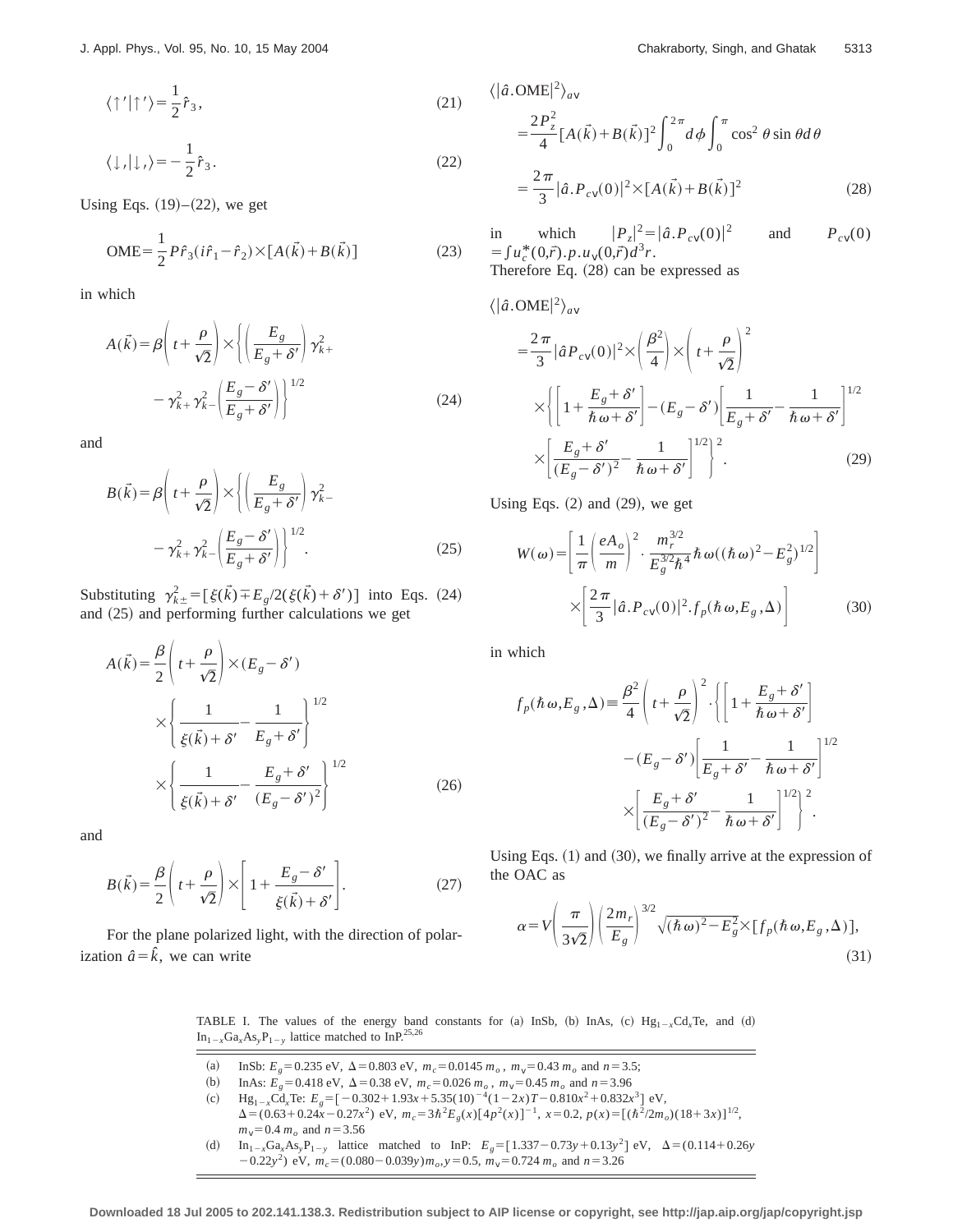$$\langle\uparrow'|\uparrow'\rangle = \frac{1}{2}\hat{r}_3, \tag{21}$$

$$\langle\downarrow,|\downarrow,\rangle = -\frac{1}{2}\hat{r}_3. \tag{22}$$

Using Eqs. (19)–(22), we get

$$\text{OME} = \frac{1}{2}P\hat{r}_3(i\hat{r}_1 - \hat{r}_2)\times[A(\vec{k}) + B(\vec{k})] \tag{23}$$

in which

$$A(\vec{k}) = \beta\left(t + \frac{\rho}{\sqrt{2}}\right)\times\left\{\left(\frac{E_g}{E_g+\delta'}\right)\gamma_{k+}^2 - \gamma_{k+}^2\gamma_{k-}^2\left(\frac{E_g-\delta'}{E_g+\delta'}\right)\right\}^{1/2} \tag{24}$$

and

$$B(\vec{k}) = \beta\left(t + \frac{\rho}{\sqrt{2}}\right)\times\left\{\left(\frac{E_g}{E_g+\delta'}\right)\gamma_{k-}^2 - \gamma_{k+}^2\gamma_{k-}^2\left(\frac{E_g-\delta'}{E_g+\delta'}\right)\right\}^{1/2}. \tag{25}$$

Substituting $\gamma_{k\pm}^2 = [\xi(\vec{k}) \mp E_g/2(\xi(\vec{k})+\delta')]$ into Eqs. (24) and (25) and performing further calculations we get

$$A(\vec{k}) = \frac{\beta}{2}\left(t + \frac{\rho}{\sqrt{2}}\right)\times(E_g - \delta')\times\left\{\frac{1}{\xi(\vec{k})+\delta'} - \frac{1}{E_g+\delta'}\right\}^{1/2}\times\left\{\frac{1}{\xi(\vec{k})+\delta'} - \frac{E_g+\delta'}{(E_g-\delta')^2}\right\}^{1/2} \tag{26}$$

and

$$B(\vec{k}) = \frac{\beta}{2}\left(t + \frac{\rho}{\sqrt{2}}\right)\times\left[1 + \frac{E_g-\delta'}{\xi(\vec{k})+\delta'}\right]. \tag{27}$$

For the plane polarized light, with the direction of polarization $\hat{a} = \hat{k}$, we can write

$$\langle|\hat{a}.\text{OME}|^2\rangle_{av} = \frac{2P_z^2}{4}[A(\vec{k})+B(\vec{k})]^2\int_0^{2\pi}d\phi\int_0^{\pi}\cos^2\theta\sin\theta d\theta = \frac{2\pi}{3}|\hat{a}.P_{cv}(0)|^2\times[A(\vec{k})+B(\vec{k})]^2 \tag{28}$$

in which $|P_z|^2 = |\hat{a}.P_{cv}(0)|^2$ and $P_{cv}(0) = \int u_c^*(0,\vec{r}).p.u_v(0,\vec{r})d^3r$.

Therefore Eq. (28) can be expressed as

$$\langle|\hat{a}.\text{OME}|^2\rangle_{av} = \frac{2\pi}{3}|\hat{a}P_{cv}(0)|^2\times\left(\frac{\beta^2}{4}\right)\times\left(t+\frac{\rho}{\sqrt{2}}\right)^2\times\left\{\left[1+\frac{E_g+\delta'}{\hbar\omega+\delta'}\right] - (E_g-\delta')\left[\frac{1}{E_g+\delta'} - \frac{1}{\hbar\omega+\delta'}\right]^{1/2}\times\left[\frac{E_g+\delta'}{(E_g-\delta')^2} - \frac{1}{\hbar\omega+\delta'}\right]^{1/2}\right\}^2. \tag{29}$$

Using Eqs. (2) and (29), we get

$$W(\omega) = \left[\frac{1}{\pi}\left(\frac{eA_o}{m}\right)^2\cdot\frac{m_r^{3/2}}{E_g^{3/2}\hbar^4}\hbar\omega((\hbar\omega)^2 - E_g^2)^{1/2}\right]\times\left[\frac{2\pi}{3}|\hat{a}.P_{cv}(0)|^2.f_p(\hbar\omega,E_g,\Delta)\right] \tag{30}$$

in which

$$f_p(\hbar\omega,E_g,\Delta) \equiv \frac{\beta^2}{4}\left(t+\frac{\rho}{\sqrt{2}}\right)^2\cdot\left\{\left[1+\frac{E_g+\delta'}{\hbar\omega+\delta'}\right] - (E_g-\delta')\left[\frac{1}{E_g+\delta'} - \frac{1}{\hbar\omega+\delta'}\right]^{1/2}\times\left[\frac{E_g+\delta'}{(E_g-\delta')^2} - \frac{1}{\hbar\omega+\delta'}\right]^{1/2}\right\}^2.$$

Using Eqs. (1) and (30), we finally arrive at the expression of the OAC as

$$\alpha = V\left(\frac{\pi}{3\sqrt{2}}\right)\left(\frac{2m_r}{E_g}\right)^{3/2}\sqrt{(\hbar\omega)^2 - E_g^2}\times[f_p(\hbar\omega,E_g,\Delta)], \tag{31}$$

TABLE I. The values of the energy band constants for (a) InSb, (b) InAs, (c) $Hg_{1-x}Cd_xTe$, and (d) $In_{1-x}Ga_xAs_yP_{1-y}$ lattice matched to InP.[25,26]

| | |
|---|---|
| (a) | InSb: $E_g = 0.235$ eV, $\Delta = 0.803$ eV, $m_c = 0.0145\, m_o$, $m_v = 0.43\, m_o$ and $n = 3.5$; |
| (b) | InAs: $E_g = 0.418$ eV, $\Delta = 0.38$ eV, $m_c = 0.026\, m_o$, $m_v = 0.45\, m_o$ and $n = 3.96$ |
| (c) | $Hg_{1-x}Cd_xTe$: $E_g = [-0.302 + 1.93x + 5.35(10)^{-4}(1-2x)T - 0.810x^2 + 0.832x^3]$ eV, $\Delta = (0.63 + 0.24x - 0.27x^2)$ eV, $m_c = 3\hbar^2 E_g(x)[4p^2(x)]^{-1}$, $x = 0.2$, $p(x) = [(\hbar^2/2m_o)(18+3x)]^{1/2}$, $m_v = 0.4\, m_o$ and $n = 3.56$ |
| (d) | $In_{1-x}Ga_xAs_yP_{1-y}$ lattice matched to InP: $E_g = [1.337 - 0.73y + 0.13y^2]$ eV, $\Delta = (0.114 + 0.26y - 0.22y^2)$ eV, $m_c = (0.080 - 0.039y)m_o, y = 0.5$, $m_v = 0.724\, m_o$ and $n = 3.26$ |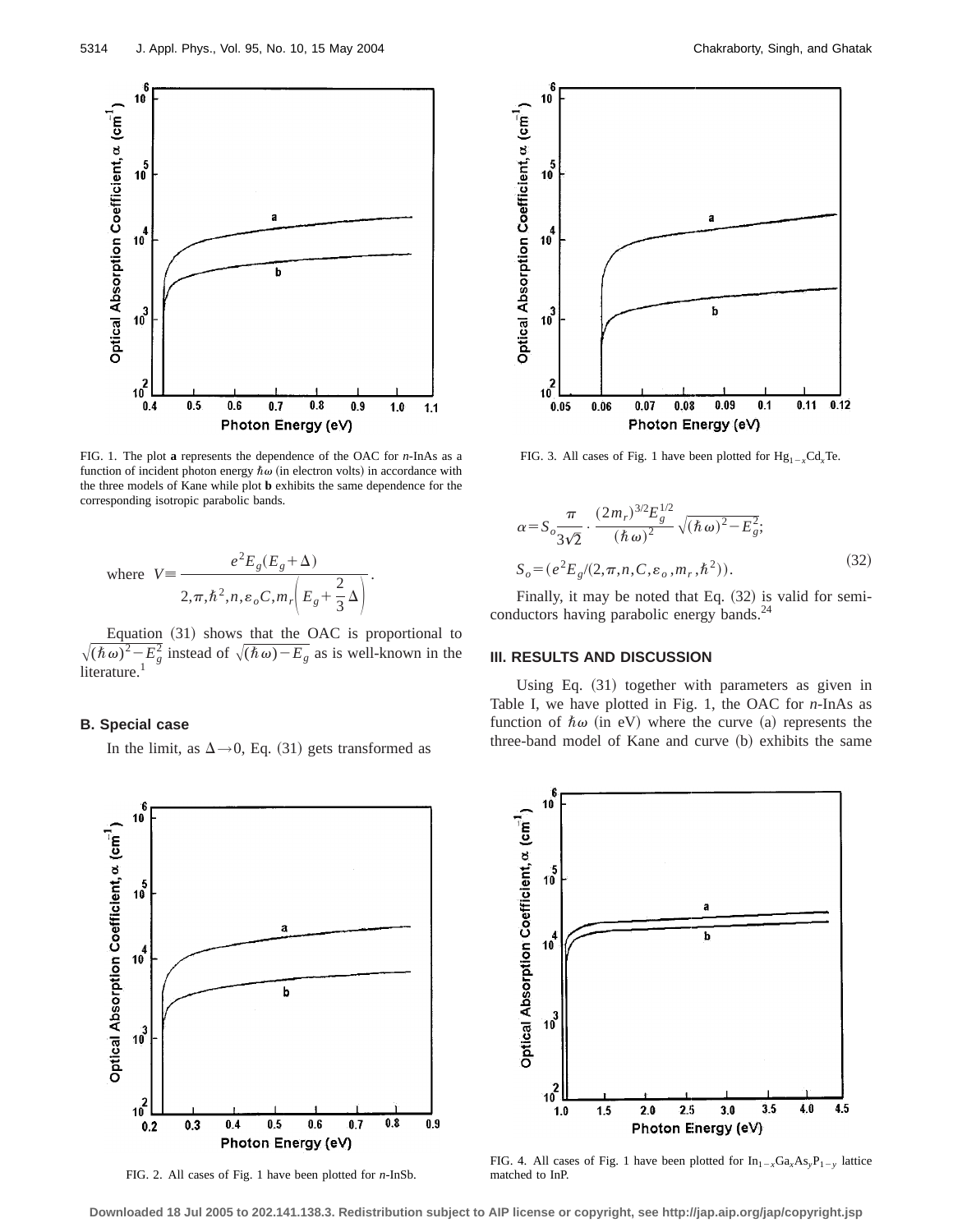FIG. 1. The plot **a** represents the dependence of the OAC for *n*-InAs as a function of incident photon energy $\hbar\omega$ (in electron volts) in accordance with the three models of Kane while plot **b** exhibits the same dependence for the corresponding isotropic parabolic bands.

$$\text{where } V \equiv \frac{e^2 E_g (E_g + \Delta)}{2,\pi,\hbar^2,n,\varepsilon_o C,m_r\left(E_g + \frac{2}{3}\Delta\right)}.$$

Equation (31) shows that the OAC is proportional to $\sqrt{(\hbar\omega)^2 - E_g^2}$ instead of $\sqrt{(\hbar\omega) - E_g}$ as is well-known in the literature.[1]

### B. Special case

In the limit, as $\Delta \rightarrow 0$, Eq. (31) gets transformed as

FIG. 2. All cases of Fig. 1 have been plotted for *n*-InSb.

FIG. 3. All cases of Fig. 1 have been plotted for $Hg_{1-x}Cd_xTe$.

$$\alpha = S_o \frac{\pi}{3\sqrt{2}} \cdot \frac{(2m_r)^{3/2} E_g^{1/2}}{(\hbar\omega)^2} \sqrt{(\hbar\omega)^2 - E_g^2};$$

$$S_o = (e^2 E_g / (2,\pi,n,C,\varepsilon_o,m_r,\hbar^2)). \tag{32}$$

Finally, it may be noted that Eq. (32) is valid for semiconductors having parabolic energy bands.[24]

## III. RESULTS AND DISCUSSION

Using Eq. (31) together with parameters as given in Table I, we have plotted in Fig. 1, the OAC for *n*-InAs as function of $\hbar\omega$ (in eV) where the curve (a) represents the three-band model of Kane and curve (b) exhibits the same

FIG. 4. All cases of Fig. 1 have been plotted for $In_{1-x}Ga_xAs_yP_{1-y}$ lattice matched to InP.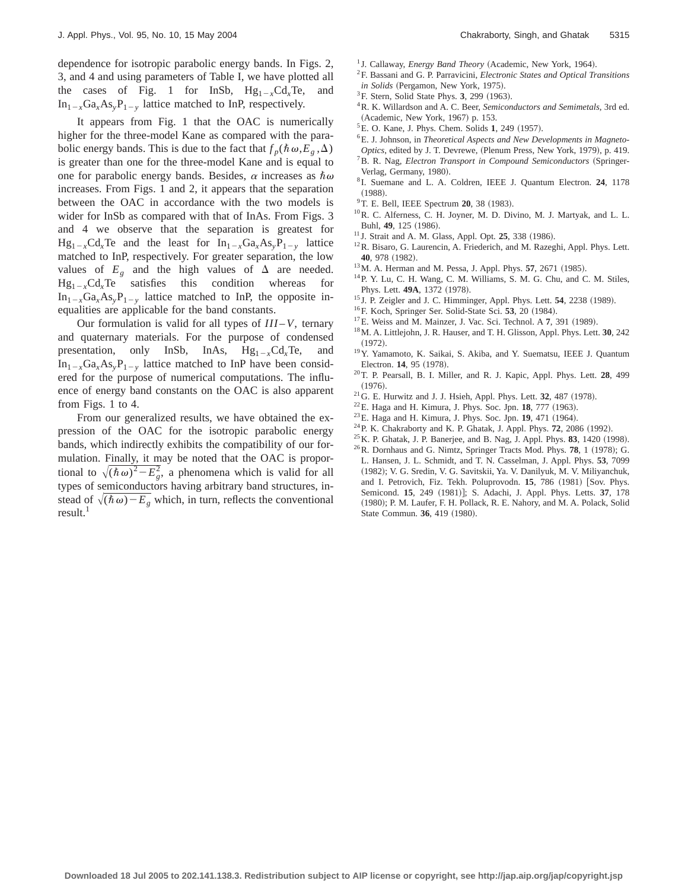dependence for isotropic parabolic energy bands. In Figs. 2, 3, and 4 and using parameters of Table I, we have plotted all the cases of Fig. 1 for InSb, $Hg_{1-x}Cd_xTe$, and $In_{1-x}Ga_xAs_yP_{1-y}$ lattice matched to InP, respectively.

It appears from Fig. 1 that the OAC is numerically higher for the three-model Kane as compared with the parabolic energy bands. This is due to the fact that $f_p(\hbar\omega, E_g, \Delta)$ is greater than one for the three-model Kane and is equal to one for parabolic energy bands. Besides, $\alpha$ increases as $\hbar\omega$ increases. From Figs. 1 and 2, it appears that the separation between the OAC in accordance with the two models is wider for InSb as compared with that of InAs. From Figs. 3 and 4 we observe that the separation is greatest for $Hg_{1-x}Cd_xTe$ and the least for $In_{1-x}Ga_xAs_yP_{1-y}$ lattice matched to InP, respectively. For greater separation, the low values of $E_g$ and the high values of $\Delta$ are needed. $Hg_{1-x}Cd_xTe$ satisfies this condition whereas for $In_{1-x}Ga_xAs_yP_{1-y}$ lattice matched to InP, the opposite inequalities are applicable for the band constants.

Our formulation is valid for all types of $III-V$, ternary and quaternary materials. For the purpose of condensed presentation, only InSb, InAs, $Hg_{1-x}Cd_xTe$, and $In_{1-x}Ga_xAs_yP_{1-y}$ lattice matched to InP have been considered for the purpose of numerical computations. The influence of energy band constants on the OAC is also apparent from Figs. 1 to 4.

From our generalized results, we have obtained the expression of the OAC for the isotropic parabolic energy bands, which indirectly exhibits the compatibility of our formulation. Finally, it may be noted that the OAC is proportional to $\sqrt{(\hbar\omega)^2 - E_g^2}$, a phenomena which is valid for all types of semiconductors having arbitrary band structures, instead of $\sqrt{(\hbar\omega) - E_g}$ which, in turn, reflects the conventional result.[1]

[1] J. Callaway, *Energy Band Theory* (Academic, New York, 1964).
[2] F. Bassani and G. P. Parravicini, *Electronic States and Optical Transitions in Solids* (Pergamon, New York, 1975).
[3] F. Stern, Solid State Phys. **3**, 299 (1963).
[4] R. K. Willardson and A. C. Beer, *Semiconductors and Semimetals*, 3rd ed. (Academic, New York, 1967) p. 153.
[5] E. O. Kane, J. Phys. Chem. Solids **1**, 249 (1957).
[6] E. J. Johnson, in *Theoretical Aspects and New Developments in Magneto-Optics*, edited by J. T. Devrewe, (Plenum Press, New York, 1979), p. 419.
[7] B. R. Nag, *Electron Transport in Compound Semiconductors* (Springer-Verlag, Germany, 1980).
[8] I. Suemane and L. A. Coldren, IEEE J. Quantum Electron. **24**, 1178 (1988).
[9] T. E. Bell, IEEE Spectrum **20**, 38 (1983).
[10] R. C. Alferness, C. H. Joyner, M. D. Divino, M. J. Martyak, and L. L. Buhl, **49**, 125 (1986).
[11] J. Strait and A. M. Glass, Appl. Opt. **25**, 338 (1986).
[12] R. Bisaro, G. Laurencin, A. Friederich, and M. Razeghi, Appl. Phys. Lett. **40**, 978 (1982).
[13] M. A. Herman and M. Pessa, J. Appl. Phys. **57**, 2671 (1985).
[14] P. Y. Lu, C. H. Wang, C. M. Williams, S. M. G. Chu, and C. M. Stiles, Phys. Lett. **49A**, 1372 (1978).
[15] J. P. Zeigler and J. C. Himminger, Appl. Phys. Lett. **54**, 2238 (1989).
[16] F. Koch, Springer Ser. Solid-State Sci. **53**, 20 (1984).
[17] E. Weiss and M. Mainzer, J. Vac. Sci. Technol. A **7**, 391 (1989).
[18] M. A. Littlejohn, J. R. Hauser, and T. H. Glisson, Appl. Phys. Lett. **30**, 242 (1972).
[19] Y. Yamamoto, K. Saikai, S. Akiba, and Y. Suematsu, IEEE J. Quantum Electron. **14**, 95 (1978).
[20] T. P. Pearsall, B. I. Miller, and R. J. Kapic, Appl. Phys. Lett. **28**, 499 (1976).
[21] G. E. Hurwitz and J. J. Hsieh, Appl. Phys. Lett. **32**, 487 (1978).
[22] E. Haga and H. Kimura, J. Phys. Soc. Jpn. **18**, 777 (1963).
[23] E. Haga and H. Kimura, J. Phys. Soc. Jpn. **19**, 471 (1964).
[24] P. K. Chakraborty and K. P. Ghatak, J. Appl. Phys. **72**, 2086 (1992).
[25] K. P. Ghatak, J. P. Banerjee, and B. Nag, J. Appl. Phys. **83**, 1420 (1998).
[26] R. Dornhaus and G. Nimtz, Springer Tracts Mod. Phys. **78**, 1 (1978); G. L. Hansen, J. L. Schmidt, and T. N. Casselman, J. Appl. Phys. **53**, 7099 (1982); V. G. Sredin, V. G. Savitskii, Ya. V. Danilyuk, M. V. Miliyanchuk, and I. Petrovich, Fiz. Tekh. Poluprovodn. **15**, 786 (1981) [Sov. Phys. Semicond. **15**, 249 (1981)]; S. Adachi, J. Appl. Phys. Letts. **37**, 178 (1980); P. M. Laufer, F. H. Pollack, R. E. Nahory, and M. A. Polack, Solid State Commun. **36**, 419 (1980).